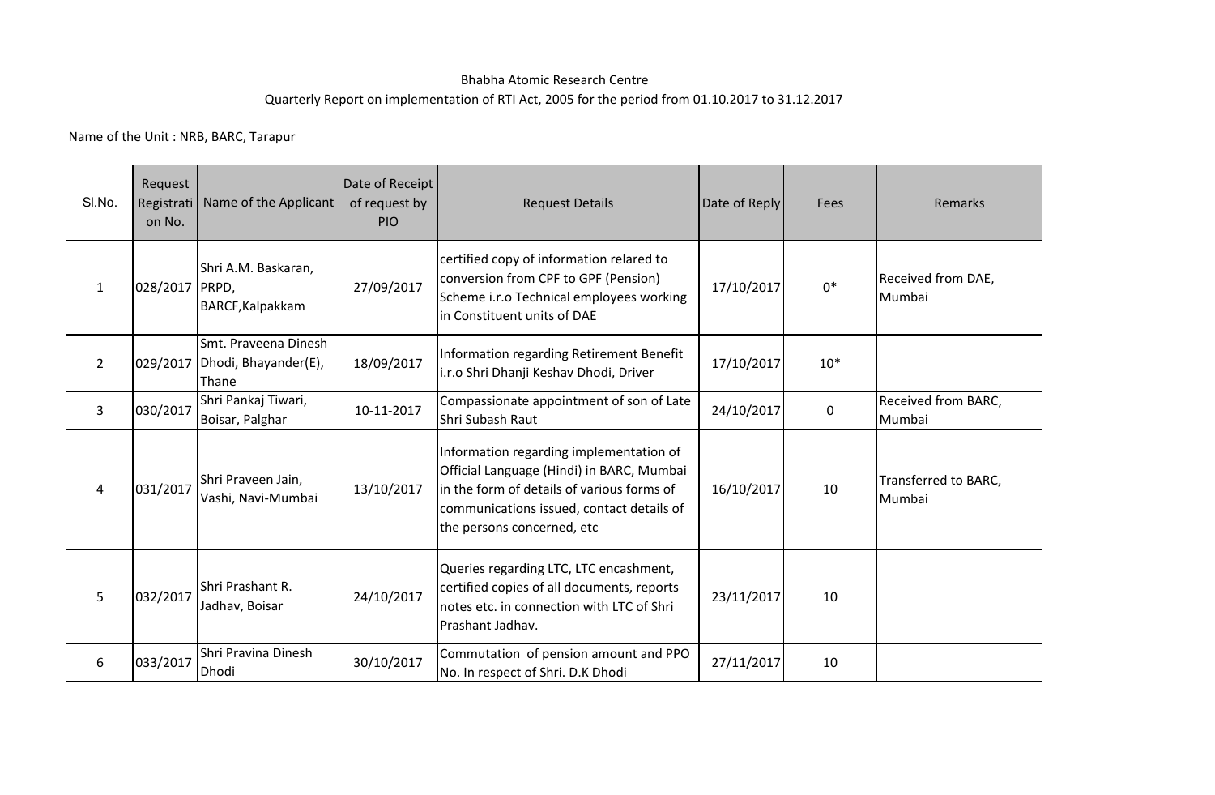Bhabha Atomic Research Centre

Quarterly Report on implementation of RTI Act, 2005 for the period from 01.10.2017 to 31.12.2017

Name of the Unit : NRB, BARC, Tarapur

| Sl.No. | Request Registration No. | Name of the Applicant | Date of Receipt of request by PIO | Request Details | Date of Reply | Fees | Remarks |
|---|---|---|---|---|---|---|---|
| 1 | 028/2017 | Shri A.M. Baskaran, PRPD, BARCF,Kalpakkam | 27/09/2017 | certified copy of information relared to conversion from CPF to GPF (Pension) Scheme i.r.o Technical employees working in Constituent units of DAE | 17/10/2017 | 0* | Received from DAE, Mumbai |
| 2 | 029/2017 | Smt. Praveena Dinesh Dhodi, Bhayander(E), Thane | 18/09/2017 | Information regarding Retirement Benefit i.r.o Shri Dhanji Keshav Dhodi, Driver | 17/10/2017 | 10* | |
| 3 | 030/2017 | Shri Pankaj Tiwari, Boisar, Palghar | 10-11-2017 | Compassionate appointment of son of Late Shri Subash Raut | 24/10/2017 | 0 | Received from BARC, Mumbai |
| 4 | 031/2017 | Shri Praveen Jain, Vashi, Navi-Mumbai | 13/10/2017 | Information regarding implementation of Official Language (Hindi) in BARC, Mumbai in the form of details of various forms of communications issued, contact details of the persons concerned, etc | 16/10/2017 | 10 | Transferred to BARC, Mumbai |
| 5 | 032/2017 | Shri Prashant R. Jadhav, Boisar | 24/10/2017 | Queries regarding LTC, LTC encashment, certified copies of all documents, reports notes etc. in connection with LTC of Shri Prashant Jadhav. | 23/11/2017 | 10 | |
| 6 | 033/2017 | Shri Pravina Dinesh Dhodi | 30/10/2017 | Commutation of pension amount and PPO No. In respect of Shri. D.K Dhodi | 27/11/2017 | 10 | |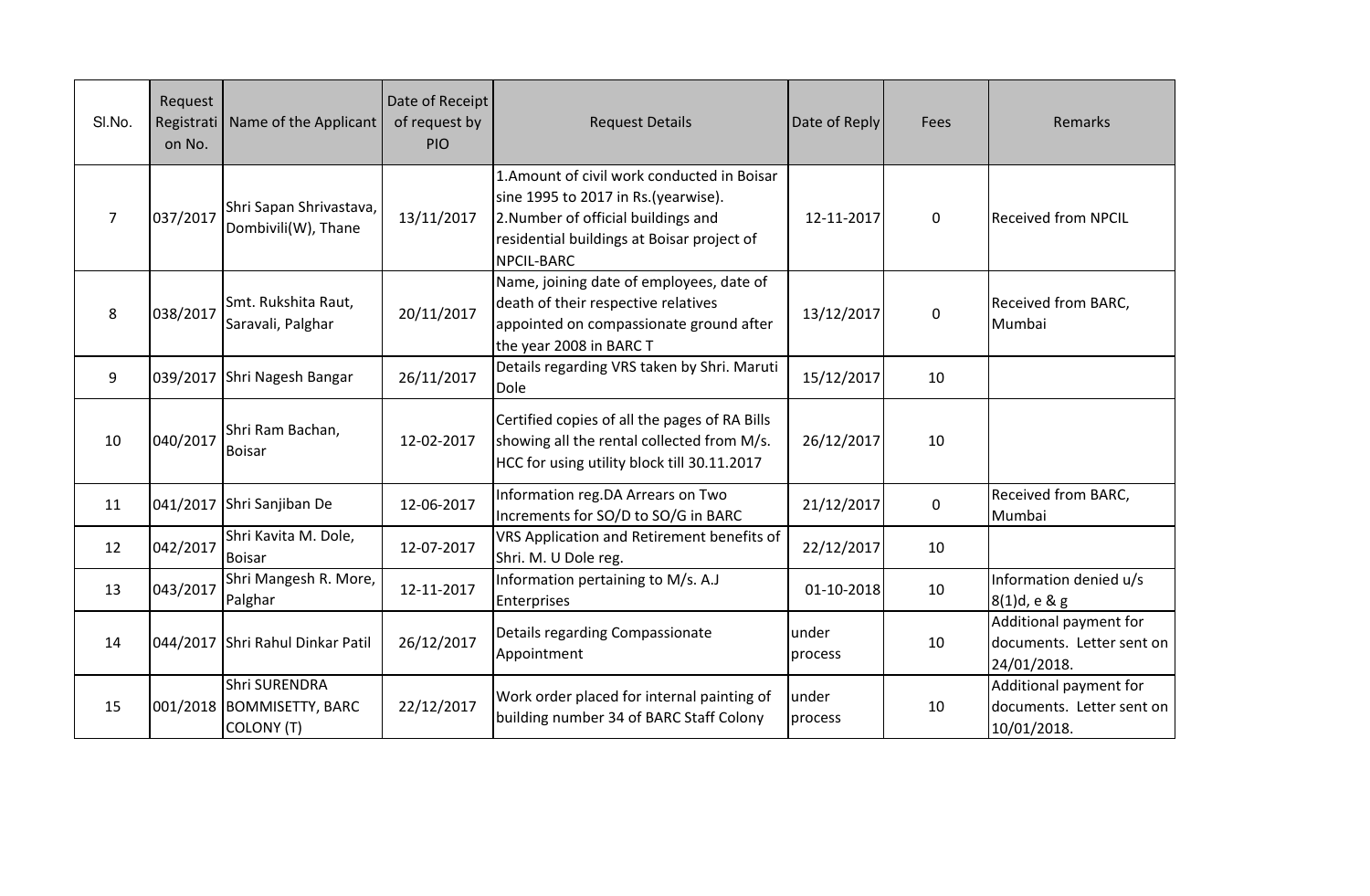| Sl.No. | Request Registration No. | Name of the Applicant | Date of Receipt of request by PIO | Request Details | Date of Reply | Fees | Remarks |
|---|---|---|---|---|---|---|---|
| 7 | 037/2017 | Shri Sapan Shrivastava, Dombivili(W), Thane | 13/11/2017 | 1.Amount of civil work conducted in Boisar sine 1995 to 2017 in Rs.(yearwise). 2.Number of official buildings and residential buildings at Boisar project of NPCIL-BARC | 12-11-2017 | 0 | Received from NPCIL |
| 8 | 038/2017 | Smt. Rukshita Raut, Saravali, Palghar | 20/11/2017 | Name, joining date of employees, date of death of their respective relatives appointed on compassionate ground after the year 2008 in BARC T | 13/12/2017 | 0 | Received from BARC, Mumbai |
| 9 | 039/2017 | Shri Nagesh Bangar | 26/11/2017 | Details regarding VRS taken by Shri. Maruti Dole | 15/12/2017 | 10 | |
| 10 | 040/2017 | Shri Ram Bachan, Boisar | 12-02-2017 | Certified copies of all the pages of RA Bills showing all the rental collected from M/s. HCC for using utility block till 30.11.2017 | 26/12/2017 | 10 | |
| 11 | 041/2017 | Shri Sanjiban De | 12-06-2017 | Information reg.DA Arrears on Two Increments for SO/D to SO/G in BARC | 21/12/2017 | 0 | Received from BARC, Mumbai |
| 12 | 042/2017 | Shri Kavita M. Dole, Boisar | 12-07-2017 | VRS Application and Retirement benefits of Shri. M. U Dole reg. | 22/12/2017 | 10 | |
| 13 | 043/2017 | Shri Mangesh R. More, Palghar | 12-11-2017 | Information pertaining to M/s. A.J Enterprises | 01-10-2018 | 10 | Information denied u/s 8(1)d, e & g |
| 14 | 044/2017 | Shri Rahul Dinkar Patil | 26/12/2017 | Details regarding Compassionate Appointment | under process | 10 | Additional payment for documents. Letter sent on 24/01/2018. |
| 15 | 001/2018 | Shri SURENDRA BOMMISETTY, BARC COLONY (T) | 22/12/2017 | Work order placed for internal painting of building number 34 of BARC Staff Colony | under process | 10 | Additional payment for documents. Letter sent on 10/01/2018. |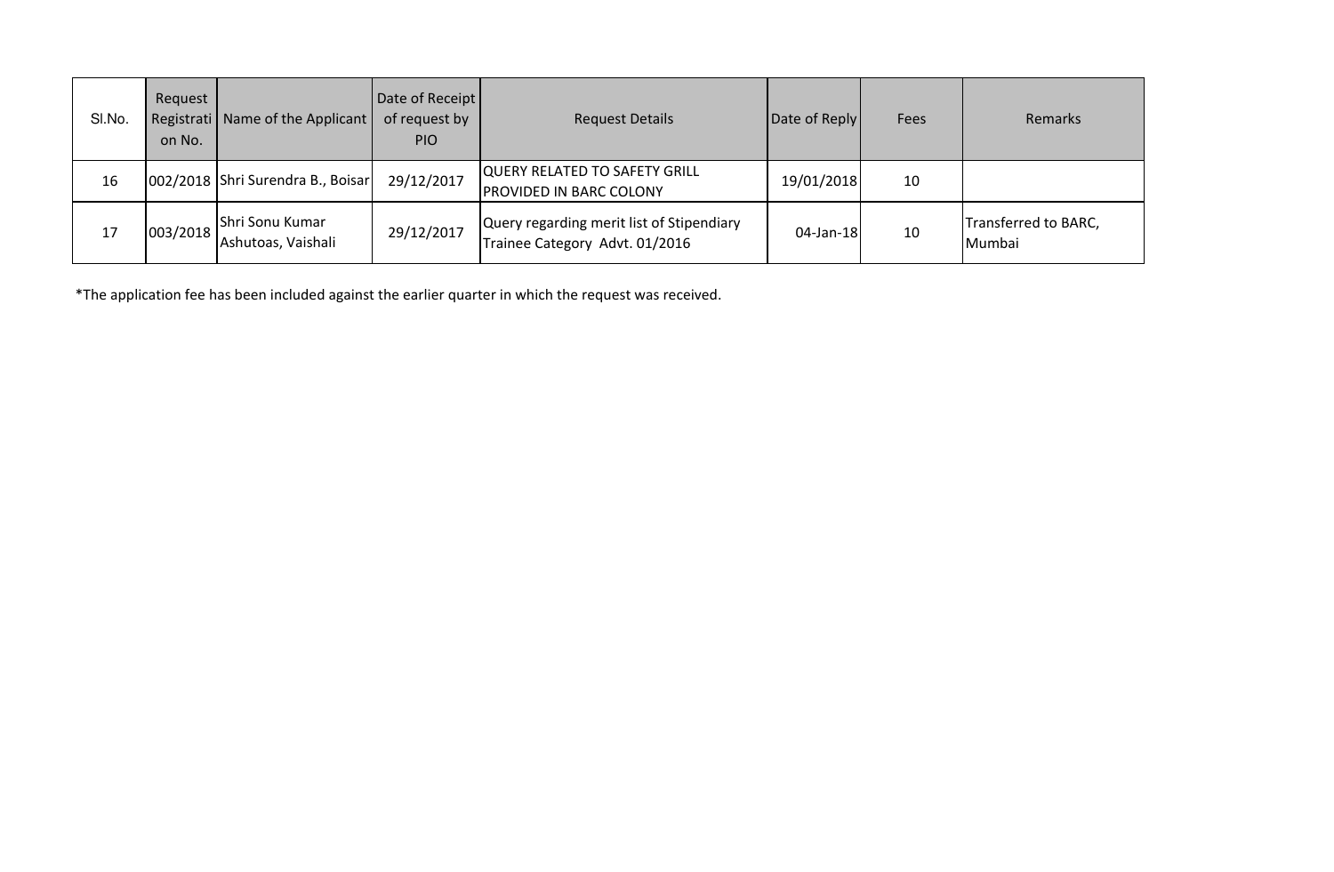| Sl.No. | Request Registration No. | Name of the Applicant | Date of Receipt of request by PIO | Request Details | Date of Reply | Fees | Remarks |
|---|---|---|---|---|---|---|---|
| 16 | 002/2018 | Shri Surendra B., Boisar | 29/12/2017 | QUERY RELATED TO SAFETY GRILL PROVIDED IN BARC COLONY | 19/01/2018 | 10 | |
| 17 | 003/2018 | Shri Sonu Kumar Ashutoas, Vaishali | 29/12/2017 | Query regarding merit list of Stipendiary Trainee Category Advt. 01/2016 | 04-Jan-18 | 10 | Transferred to BARC, Mumbai |

*The application fee has been included against the earlier quarter in which the request was received.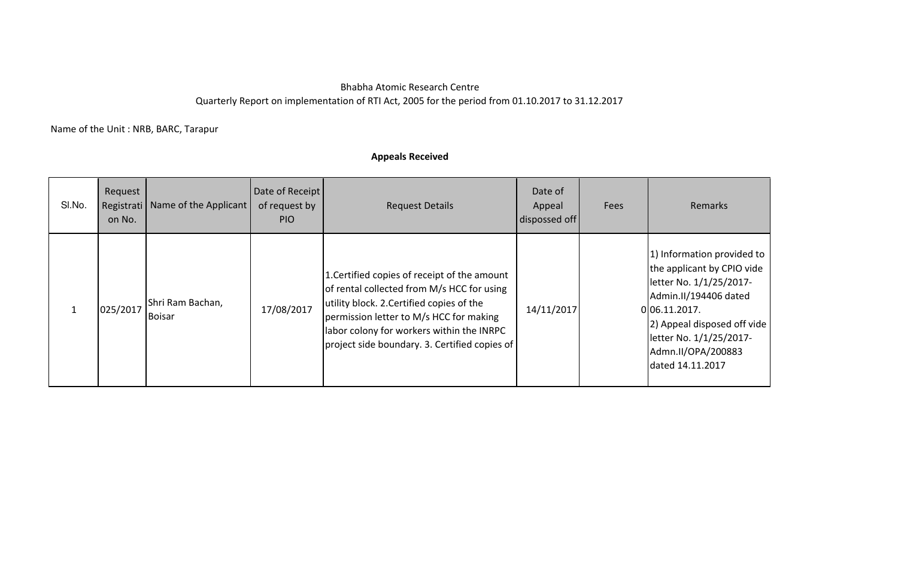Bhabha Atomic Research Centre

Quarterly Report on implementation of RTI Act, 2005 for the period from 01.10.2017 to 31.12.2017

Name of the Unit : NRB, BARC, Tarapur

**Appeals Received**

| Sl.No. | Request Registration No. | Name of the Applicant | Date of Receipt of request by PIO | Request Details | Date of Appeal disposed off | Fees | Remarks |
|---|---|---|---|---|---|---|---|
| 1 | 025/2017 | Shri Ram Bachan, Boisar | 17/08/2017 | 1.Certified copies of receipt of the amount of rental collected from M/s HCC for using utility block. 2.Certified copies of the permission letter to M/s HCC for making labor colony for workers within the INRPC project side boundary. 3. Certified copies of | 14/11/2017 | 0 | 1) Information provided to the applicant by CPIO vide letter No. 1/1/25/2017-Admin.II/194406 dated 06.11.2017. 2) Appeal disposed off vide letter No. 1/1/25/2017-Admin.II/OPA/200883 dated 14.11.2017 |